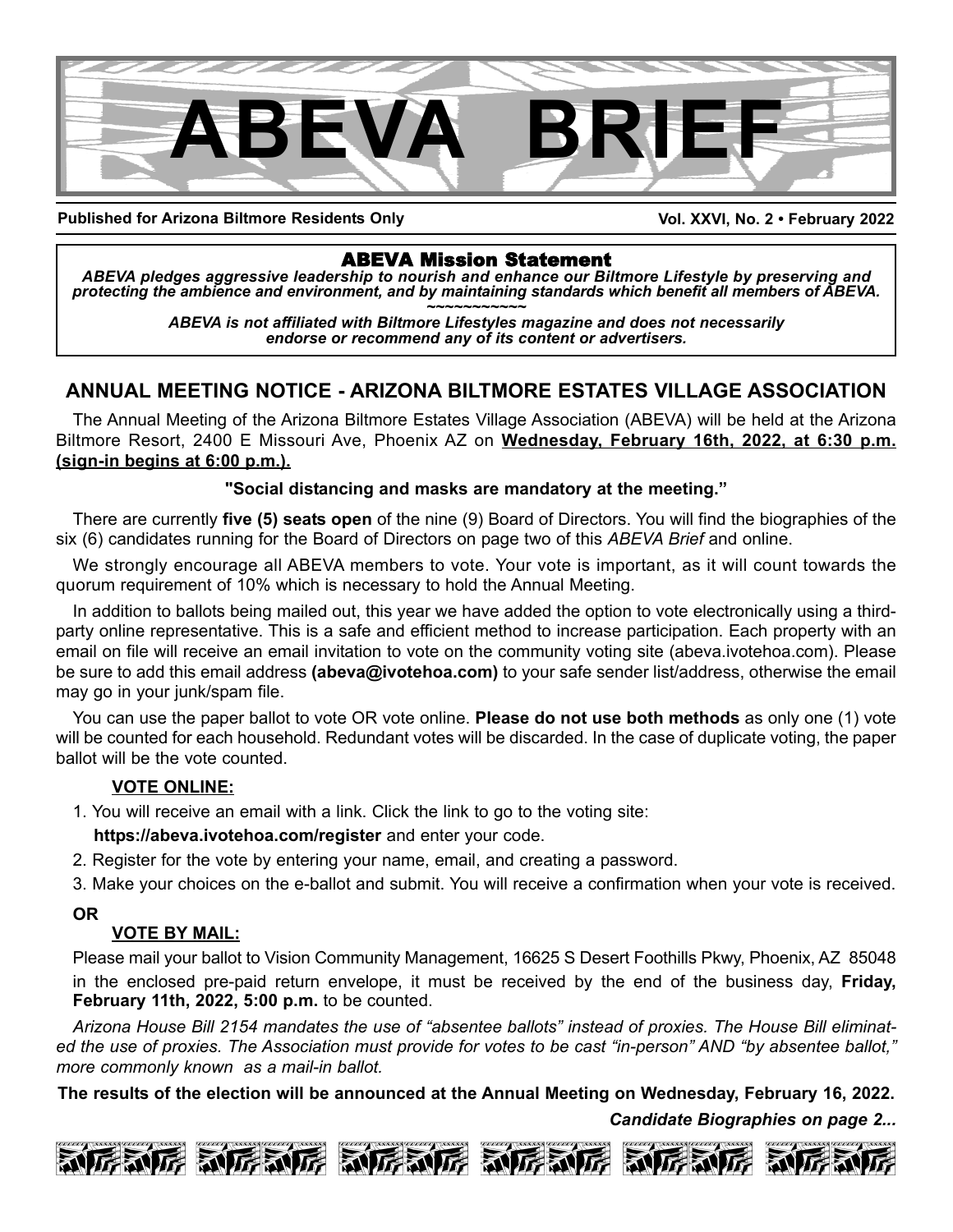# ABEVA BRIEF

**Published for Arizona Biltmore Residents Only** **Vol. XXVI, No. 2 • February 2022**

## ABEVA Mission Statement

***ABEVA pledges aggressive leadership to nourish and enhance our Biltmore Lifestyle by preserving and protecting the ambience and environment, and by maintaining standards which benefit all members of ABEVA.***

~~~~~~~~~~~

***ABEVA is not affiliated with Biltmore Lifestyles magazine and does not necessarily endorse or recommend any of its content or advertisers.***

## ANNUAL MEETING NOTICE - ARIZONA BILTMORE ESTATES VILLAGE ASSOCIATION

The Annual Meeting of the Arizona Biltmore Estates Village Association (ABEVA) will be held at the Arizona Biltmore Resort, 2400 E Missouri Ave, Phoenix AZ on **Wednesday, February 16th, 2022, at 6:30 p.m. (sign-in begins at 6:00 p.m.).**

**"Social distancing and masks are mandatory at the meeting."**

There are currently **five (5) seats open** of the nine (9) Board of Directors. You will find the biographies of the six (6) candidates running for the Board of Directors on page two of this *ABEVA Brief* and online.

We strongly encourage all ABEVA members to vote. Your vote is important, as it will count towards the quorum requirement of 10% which is necessary to hold the Annual Meeting.

In addition to ballots being mailed out, this year we have added the option to vote electronically using a third-party online representative. This is a safe and efficient method to increase participation. Each property with an email on file will receive an email invitation to vote on the community voting site (abeva.ivotehoa.com). Please be sure to add this email address **(abeva@ivotehoa.com)** to your safe sender list/address, otherwise the email may go in your junk/spam file.

You can use the paper ballot to vote OR vote online. **Please do not use both methods** as only one (1) vote will be counted for each household. Redundant votes will be discarded. In the case of duplicate voting, the paper ballot will be the vote counted.

**VOTE ONLINE:**

1. You will receive an email with a link. Click the link to go to the voting site: **https://abeva.ivotehoa.com/register** and enter your code.
2. Register for the vote by entering your name, email, and creating a password.
3. Make your choices on the e-ballot and submit. You will receive a confirmation when your vote is received.

**OR**

**VOTE BY MAIL:**

Please mail your ballot to Vision Community Management, 16625 S Desert Foothills Pkwy, Phoenix, AZ 85048 in the enclosed pre-paid return envelope, it must be received by the end of the business day, **Friday, February 11th, 2022, 5:00 p.m.** to be counted.

*Arizona House Bill 2154 mandates the use of "absentee ballots" instead of proxies. The House Bill eliminated the use of proxies. The Association must provide for votes to be cast "in-person" AND "by absentee ballot," more commonly known as a mail-in ballot.*

**The results of the election will be announced at the Annual Meeting on Wednesday, February 16, 2022.**

***Candidate Biographies on page 2...***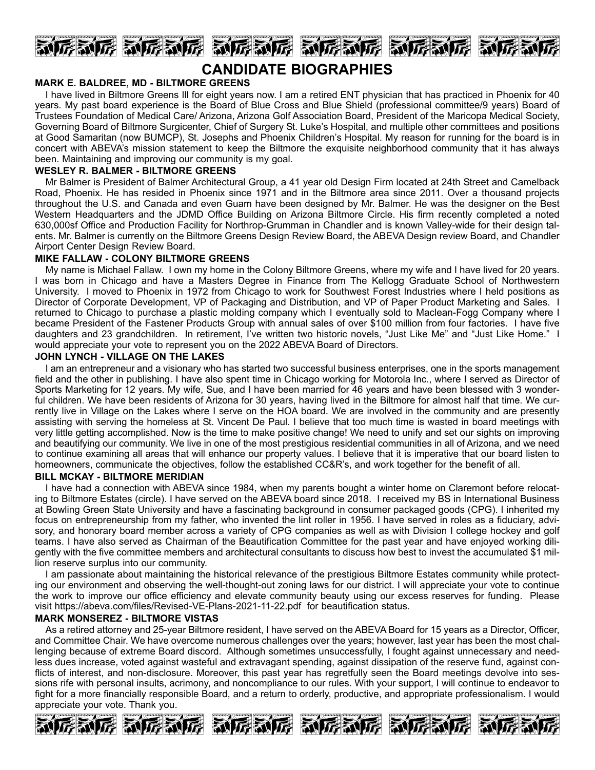# CANDIDATE BIOGRAPHIES

### MARK E. BALDREE, MD - BILTMORE GREENS

I have lived in Biltmore Greens Ill for eight years now. I am a retired ENT physician that has practiced in Phoenix for 40 years. My past board experience is the Board of Blue Cross and Blue Shield (professional committee/9 years) Board of Trustees Foundation of Medical Care/ Arizona, Arizona Golf Association Board, President of the Maricopa Medical Society, Governing Board of Biltmore Surgicenter, Chief of Surgery St. Luke's Hospital, and multiple other committees and positions at Good Samaritan (now BUMCP), St. Josephs and Phoenix Children's Hospital. My reason for running for the board is in concert with ABEVA's mission statement to keep the Biltmore the exquisite neighborhood community that it has always been. Maintaining and improving our community is my goal.

### WESLEY R. BALMER - BILTMORE GREENS

Mr Balmer is President of Balmer Architectural Group, a 41 year old Design Firm located at 24th Street and Camelback Road, Phoenix. He has resided in Phoenix since 1971 and in the Biltmore area since 2011. Over a thousand projects throughout the U.S. and Canada and even Guam have been designed by Mr. Balmer. He was the designer on the Best Western Headquarters and the JDMD Office Building on Arizona Biltmore Circle. His firm recently completed a noted 630,000sf Office and Production Facility for Northrop-Grumman in Chandler and is known Valley-wide for their design talents. Mr. Balmer is currently on the Biltmore Greens Design Review Board, the ABEVA Design review Board, and Chandler Airport Center Design Review Board.

### MIKE FALLAW - COLONY BILTMORE GREENS

My name is Michael Fallaw. I own my home in the Colony Biltmore Greens, where my wife and I have lived for 20 years. I was born in Chicago and have a Masters Degree in Finance from The Kellogg Graduate School of Northwestern University. I moved to Phoenix in 1972 from Chicago to work for Southwest Forest Industries where I held positions as Director of Corporate Development, VP of Packaging and Distribution, and VP of Paper Product Marketing and Sales. I returned to Chicago to purchase a plastic molding company which I eventually sold to Maclean-Fogg Company where I became President of the Fastener Products Group with annual sales of over $100 million from four factories. I have five daughters and 23 grandchildren. In retirement, I've written two historic novels, "Just Like Me" and "Just Like Home." I would appreciate your vote to represent you on the 2022 ABEVA Board of Directors.

### JOHN LYNCH - VILLAGE ON THE LAKES

I am an entrepreneur and a visionary who has started two successful business enterprises, one in the sports management field and the other in publishing. I have also spent time in Chicago working for Motorola Inc., where I served as Director of Sports Marketing for 12 years. My wife, Sue, and I have been married for 46 years and have been blessed with 3 wonderful children. We have been residents of Arizona for 30 years, having lived in the Biltmore for almost half that time. We currently live in Village on the Lakes where I serve on the HOA board. We are involved in the community and are presently assisting with serving the homeless at St. Vincent De Paul. I believe that too much time is wasted in board meetings with very little getting accomplished. Now is the time to make positive change! We need to unify and set our sights on improving and beautifying our community. We live in one of the most prestigious residential communities in all of Arizona, and we need to continue examining all areas that will enhance our property values. I believe that it is imperative that our board listen to homeowners, communicate the objectives, follow the established CC&R's, and work together for the benefit of all.

### BILL MCKAY - BILTMORE MERIDIAN

I have had a connection with ABEVA since 1984, when my parents bought a winter home on Claremont before relocating to Biltmore Estates (circle). I have served on the ABEVA board since 2018. I received my BS in International Business at Bowling Green State University and have a fascinating background in consumer packaged goods (CPG). I inherited my focus on entrepreneurship from my father, who invented the lint roller in 1956. I have served in roles as a fiduciary, advisory, and honorary board member across a variety of CPG companies as well as with Division I college hockey and golf teams. I have also served as Chairman of the Beautification Committee for the past year and have enjoyed working diligently with the five committee members and architectural consultants to discuss how best to invest the accumulated $1 million reserve surplus into our community.

I am passionate about maintaining the historical relevance of the prestigious Biltmore Estates community while protecting our environment and observing the well-thought-out zoning laws for our district. I will appreciate your vote to continue the work to improve our office efficiency and elevate community beauty using our excess reserves for funding. Please visit https://abeva.com/files/Revised-VE-Plans-2021-11-22.pdf for beautification status.

### MARK MONSEREZ - BILTMORE VISTAS

As a retired attorney and 25-year Biltmore resident, I have served on the ABEVA Board for 15 years as a Director, Officer, and Committee Chair. We have overcome numerous challenges over the years; however, last year has been the most challenging because of extreme Board discord. Although sometimes unsuccessfully, I fought against unnecessary and needless dues increase, voted against wasteful and extravagant spending, against dissipation of the reserve fund, against conflicts of interest, and non-disclosure. Moreover, this past year has regretfully seen the Board meetings devolve into sessions rife with personal insults, acrimony, and noncompliance to our rules. With your support, I will continue to endeavor to fight for a more financially responsible Board, and a return to orderly, productive, and appropriate professionalism. I would appreciate your vote. Thank you.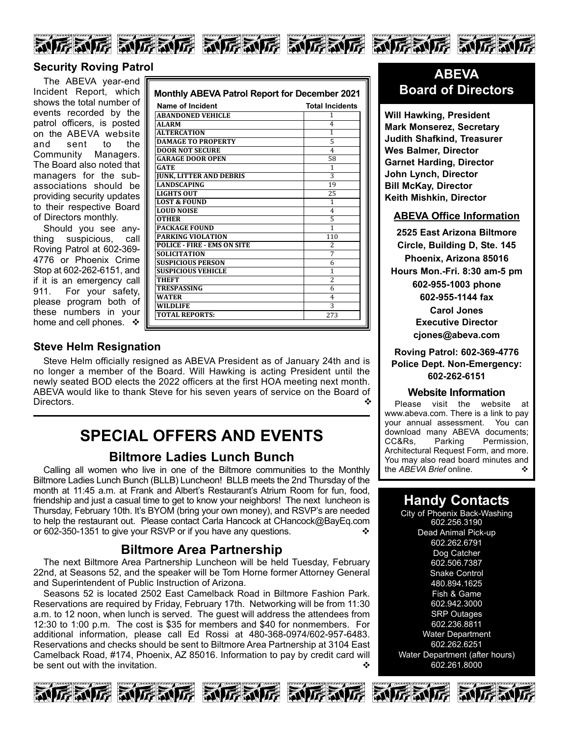## Security Roving Patrol

The ABEVA year-end Incident Report, which shows the total number of events recorded by the patrol officers, is posted on the ABEVA website and sent to the Community Managers. The Board also noted that managers for the sub-associations should be providing security updates to their respective Board of Directors monthly.

Should you see anything suspicious, call Roving Patrol at 602-369-4776 or Phoenix Crime Stop at 602-262-6151, and if it is an emergency call 911. For your safety, please program both of these numbers in your home and cell phones. ❖

**Monthly ABEVA Patrol Report for December 2021**

| Name of Incident | Total Incidents |
|---|---|
| ABANDONED VEHICLE | 1 |
| ALARM | 4 |
| ALTERCATION | 1 |
| DAMAGE TO PROPERTY | 5 |
| DOOR NOT SECURE | 4 |
| GARAGE DOOR OPEN | 58 |
| GATE | 1 |
| JUNK, LITTER AND DEBRIS | 3 |
| LANDSCAPING | 19 |
| LIGHTS OUT | 25 |
| LOST & FOUND | 1 |
| LOUD NOISE | 4 |
| OTHER | 5 |
| PACKAGE FOUND | 1 |
| PARKING VIOLATION | 110 |
| POLICE - FIRE - EMS ON SITE | 2 |
| SOLICITATION | 7 |
| SUSPICIOUS PERSON | 6 |
| SUSPICIOUS VEHICLE | 1 |
| THEFT | 2 |
| TRESPASSING | 6 |
| WATER | 4 |
| WILDLIFE | 3 |
| TOTAL REPORTS: | 273 |

## Steve Helm Resignation

Steve Helm officially resigned as ABEVA President as of January 24th and is no longer a member of the Board. Will Hawking is acting President until the newly seated BOD elects the 2022 officers at the first HOA meeting next month. ABEVA would like to thank Steve for his seven years of service on the Board of Directors. ❖

# SPECIAL OFFERS AND EVENTS

## Biltmore Ladies Lunch Bunch

Calling all women who live in one of the Biltmore communities to the Monthly Biltmore Ladies Lunch Bunch (BLLB) Luncheon! BLLB meets the 2nd Thursday of the month at 11:45 a.m. at Frank and Albert's Restaurant's Atrium Room for fun, food, friendship and just a casual time to get to know your neighbors! The next luncheon is Thursday, February 10th. It's BYOM (bring your own money), and RSVP's are needed to help the restaurant out. Please contact Carla Hancock at CHancock@BayEq.com or 602-350-1351 to give your RSVP or if you have any questions. ❖

## Biltmore Area Partnership

The next Biltmore Area Partnership Luncheon will be held Tuesday, February 22nd, at Seasons 52, and the speaker will be Tom Horne former Attorney General and Superintendent of Public Instruction of Arizona.

Seasons 52 is located 2502 East Camelback Road in Biltmore Fashion Park. Reservations are required by Friday, February 17th. Networking will be from 11:30 a.m. to 12 noon, when lunch is served. The guest will address the attendees from 12:30 to 1:00 p.m. The cost is $35 for members and $40 for nonmembers. For additional information, please call Ed Rossi at 480-368-0974/602-957-6483. Reservations and checks should be sent to Biltmore Area Partnership at 3104 East Camelback Road, #174, Phoenix, AZ 85016. Information to pay by credit card will be sent out with the invitation. ❖

## ABEVA Board of Directors

**Will Hawking, President**
**Mark Monserez, Secretary**
**Judith Shafkind, Treasurer**
**Wes Balmer, Director**
**Garnet Harding, Director**
**John Lynch, Director**
**Bill McKay, Director**
**Keith Mishkin, Director**

### ABEVA Office Information

**2525 East Arizona Biltmore Circle, Building D, Ste. 145**
**Phoenix, Arizona 85016**
**Hours Mon.-Fri. 8:30 am-5 pm**
**602-955-1003 phone**
**602-955-1144 fax**
**Carol Jones**
**Executive Director**
**cjones@abeva.com**

**Roving Patrol: 602-369-4776**
**Police Dept. Non-Emergency: 602-262-6151**

### Website Information

Please visit the website at www.abeva.com. There is a link to pay your annual assessment. You can download many ABEVA documents; CC&Rs, Parking Permission, Architectural Request Form, and more. You may also read board minutes and the *ABEVA Brief* online. ❖

## Handy Contacts

City of Phoenix Back-Washing
602.256.3190
Dead Animal Pick-up
602.262.6791
Dog Catcher
602.506.7387
Snake Control
480.894.1625
Fish & Game
602.942.3000
SRP Outages
602.236.8811
Water Department
602.262.6251
Water Department (after hours)
602.261.8000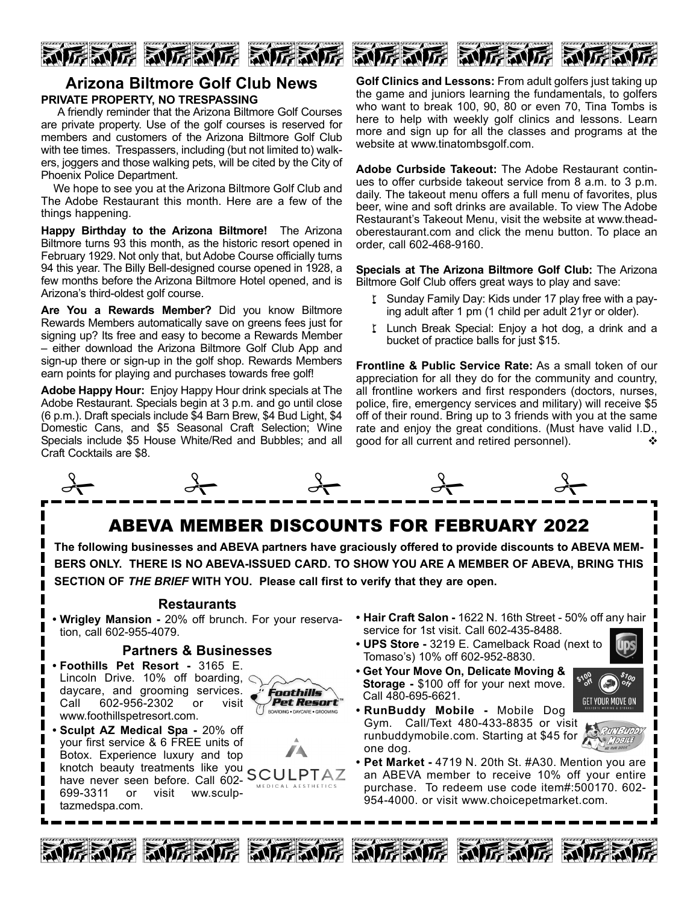## Arizona Biltmore Golf Club News

**PRIVATE PROPERTY, NO TRESPASSING**

A friendly reminder that the Arizona Biltmore Golf Courses are private property. Use of the golf courses is reserved for members and customers of the Arizona Biltmore Golf Club with tee times. Trespassers, including (but not limited to) walkers, joggers and those walking pets, will be cited by the City of Phoenix Police Department.

We hope to see you at the Arizona Biltmore Golf Club and The Adobe Restaurant this month. Here are a few of the things happening.

**Happy Birthday to the Arizona Biltmore!** The Arizona Biltmore turns 93 this month, as the historic resort opened in February 1929. Not only that, but Adobe Course officially turns 94 this year. The Billy Bell-designed course opened in 1928, a few months before the Arizona Biltmore Hotel opened, and is Arizona's third-oldest golf course.

**Are You a Rewards Member?** Did you know Biltmore Rewards Members automatically save on greens fees just for signing up? Its free and easy to become a Rewards Member – either download the Arizona Biltmore Golf Club App and sign-up there or sign-up in the golf shop. Rewards Members earn points for playing and purchases towards free golf!

**Adobe Happy Hour:** Enjoy Happy Hour drink specials at The Adobe Restaurant. Specials begin at 3 p.m. and go until close (6 p.m.). Draft specials include $4 Barn Brew, $4 Bud Light, $4 Domestic Cans, and $5 Seasonal Craft Selection; Wine Specials include $5 House White/Red and Bubbles; and all Craft Cocktails are $8.

**Golf Clinics and Lessons:** From adult golfers just taking up the game and juniors learning the fundamentals, to golfers who want to break 100, 90, 80 or even 70, Tina Tombs is here to help with weekly golf clinics and lessons. Learn more and sign up for all the classes and programs at the website at www.tinatombsgolf.com.

**Adobe Curbside Takeout:** The Adobe Restaurant continues to offer curbside takeout service from 8 a.m. to 3 p.m. daily. The takeout menu offers a full menu of favorites, plus beer, wine and soft drinks are available. To view The Adobe Restaurant's Takeout Menu, visit the website at www.theadoberestaurant.com and click the menu button. To place an order, call 602-468-9160.

**Specials at The Arizona Biltmore Golf Club:** The Arizona Biltmore Golf Club offers great ways to play and save:

- Sunday Family Day: Kids under 17 play free with a paying adult after 1 pm (1 child per adult 21yr or older).
- Lunch Break Special: Enjoy a hot dog, a drink and a bucket of practice balls for just $15.

**Frontline & Public Service Rate:** As a small token of our appreciation for all they do for the community and country, all frontline workers and first responders (doctors, nurses, police, fire, emergency services and military) will receive $5 off of their round. Bring up to 3 friends with you at the same rate and enjoy the great conditions. (Must have valid I.D., good for all current and retired personnel). ❖

## ABEVA MEMBER DISCOUNTS FOR FEBRUARY 2022

**The following businesses and ABEVA partners have graciously offered to provide discounts to ABEVA MEMBERS ONLY. THERE IS NO ABEVA-ISSUED CARD. TO SHOW YOU ARE A MEMBER OF ABEVA, BRING THIS SECTION OF *THE BRIEF* WITH YOU. Please call first to verify that they are open.**

### Restaurants

- **Wrigley Mansion -** 20% off brunch. For your reservation, call 602-955-4079.

### Partners & Businesses

- **Foothills Pet Resort -** 3165 E. Lincoln Drive. 10% off boarding, daycare, and grooming services. Call 602-956-2302 or visit www.foothillspetresort.com.
- **Sculpt AZ Medical Spa -** 20% off your first service & 6 FREE units of Botox. Experience luxury and top knotch beauty treatments like you have never seen before. Call 602-699-3311 or visit ww.sculptazmedspa.com.
- **Hair Craft Salon -** 1622 N. 16th Street - 50% off any hair service for 1st visit. Call 602-435-8488.
- **UPS Store -** 3219 E. Camelback Road (next to Tomaso's) 10% off 602-952-8830.
- **Get Your Move On, Delicate Moving & Storage -** $100 off for your next move. Call 480-695-6621.
- **RunBuddy Mobile -** Mobile Dog Gym. Call/Text 480-433-8835 or visit runbuddymobile.com. Starting at $45 for one dog.
- **Pet Market -** 4719 N. 20th St. #A30. Mention you are an ABEVA member to receive 10% off your entire purchase. To redeem use code item#:500170. 602-954-4000. or visit www.choicepetmarket.com.